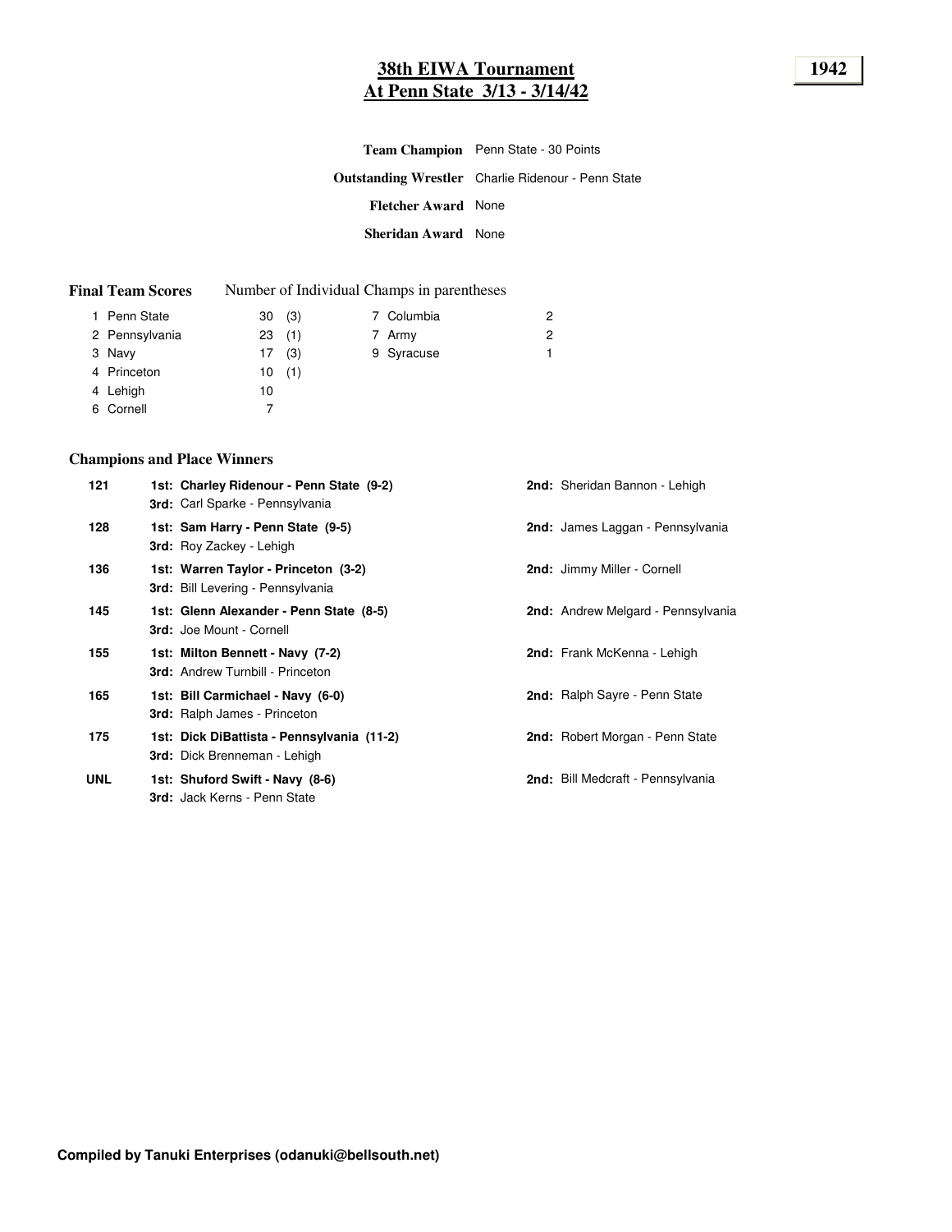# 38th EIWA Tournament
# At Penn State 3/13 - 3/14/42

**1942**

**Team Champion** Penn State - 30 Points

**Outstanding Wrestler** Charlie Ridenour - Penn State

**Fletcher Award** None

**Sheridan Award** None

## Final Team Scores

Number of Individual Champs in parentheses

| Place | Team | Points | Champs |
|---|---|---|---|
| 1 | Penn State | 30 | (3) |
| 2 | Pennsylvania | 23 | (1) |
| 3 | Navy | 17 | (3) |
| 4 | Princeton | 10 | (1) |
| 4 | Lehigh | 10 | |
| 6 | Cornell | 7 | |
| 7 | Columbia | 2 | |
| 7 | Army | 2 | |
| 9 | Syracuse | 1 | |

## Champions and Place Winners

| Weight | 1st | 2nd | 3rd |
|---|---|---|---|
| 121 | **Charley Ridenour - Penn State (9-2)** | Sheridan Bannon - Lehigh | Carl Sparke - Pennsylvania |
| 128 | **Sam Harry - Penn State (9-5)** | James Laggan - Pennsylvania | Roy Zackey - Lehigh |
| 136 | **Warren Taylor - Princeton (3-2)** | Jimmy Miller - Cornell | Bill Levering - Pennsylvania |
| 145 | **Glenn Alexander - Penn State (8-5)** | Andrew Melgard - Pennsylvania | Joe Mount - Cornell |
| 155 | **Milton Bennett - Navy (7-2)** | Frank McKenna - Lehigh | Andrew Turnbill - Princeton |
| 165 | **Bill Carmichael - Navy (6-0)** | Ralph Sayre - Penn State | Ralph James - Princeton |
| 175 | **Dick DiBattista - Pennsylvania (11-2)** | Robert Morgan - Penn State | Dick Brenneman - Lehigh |
| UNL | **Shuford Swift - Navy (8-6)** | Bill Medcraft - Pennsylvania | Jack Kerns - Penn State |

**Compiled by Tanuki Enterprises (odanuki@bellsouth.net)**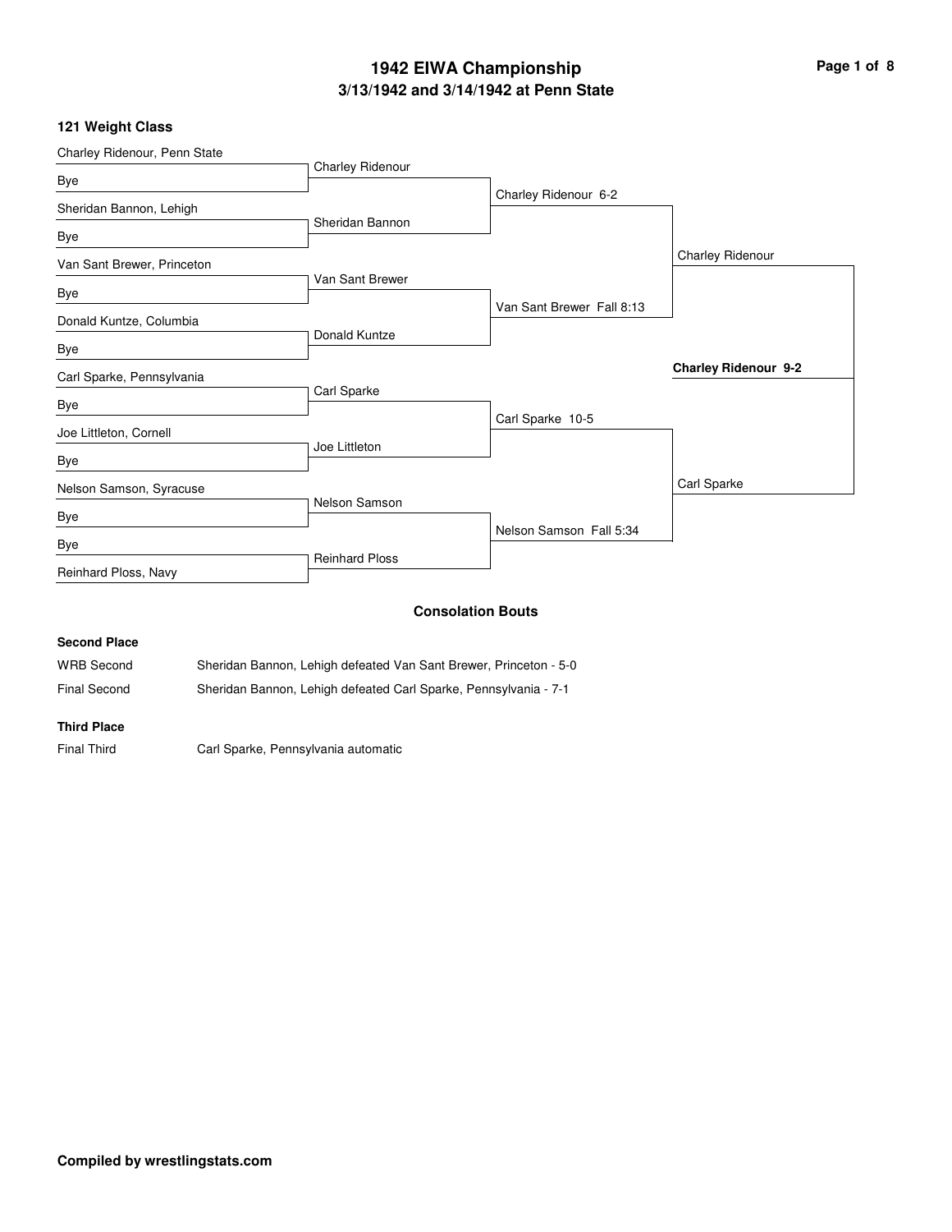# 1942 EIWA Championship

## 3/13/1942 and 3/14/1942 at Penn State

### 121 Weight Class

| First Round | Quarterfinals | Semifinals | Finals | Champion |
|---|---|---|---|---|
| Charley Ridenour, Penn State | Charley Ridenour | Charley Ridenour 6-2 | Charley Ridenour | **Charley Ridenour 9-2** |
| Bye | | | | |
| Sheridan Bannon, Lehigh | Sheridan Bannon | | | |
| Bye | | | | |
| Van Sant Brewer, Princeton | Van Sant Brewer | Van Sant Brewer Fall 8:13 | | |
| Bye | | | | |
| Donald Kuntze, Columbia | Donald Kuntze | | | |
| Bye | | | | |
| Carl Sparke, Pennsylvania | Carl Sparke | Carl Sparke 10-5 | Carl Sparke | |
| Bye | | | | |
| Joe Littleton, Cornell | Joe Littleton | | | |
| Bye | | | | |
| Nelson Samson, Syracuse | Nelson Samson | Nelson Samson Fall 5:34 | | |
| Bye | | | | |
| Bye | Reinhard Ploss | | | |
| Reinhard Ploss, Navy | | | | |

### Consolation Bouts

**Second Place**

WRB Second — Sheridan Bannon, Lehigh defeated Van Sant Brewer, Princeton - 5-0

Final Second — Sheridan Bannon, Lehigh defeated Carl Sparke, Pennsylvania - 7-1

**Third Place**

Final Third — Carl Sparke, Pennsylvania automatic

**Compiled by wrestlingstats.com**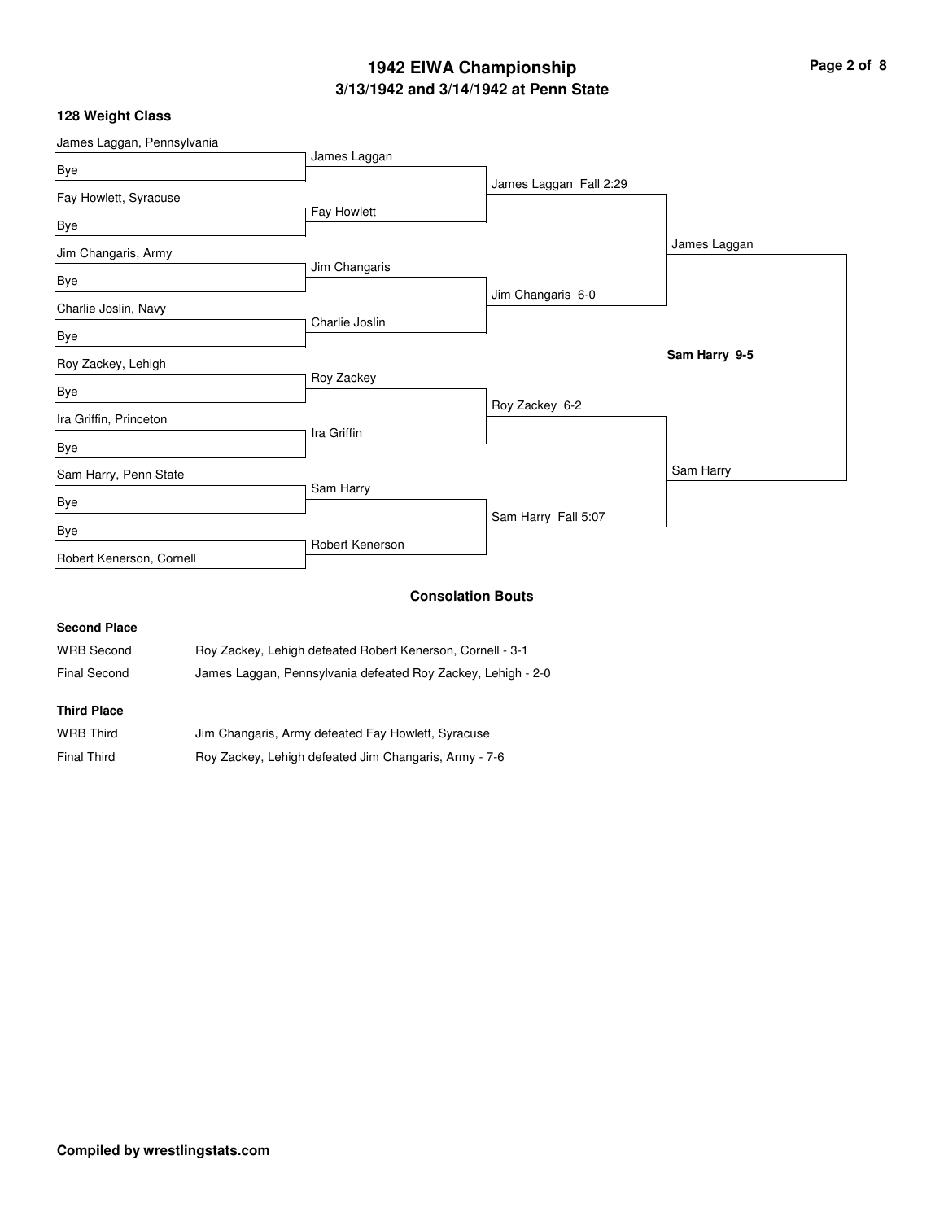# 1942 EIWA Championship

## 3/13/1942 and 3/14/1942 at Penn State

### 128 Weight Class

**First Round**

- James Laggan, Pennsylvania vs. Bye — James Laggan
- Fay Howlett, Syracuse vs. Bye — Fay Howlett
- Jim Changaris, Army vs. Bye — Jim Changaris
- Charlie Joslin, Navy vs. Bye — Charlie Joslin
- Roy Zackey, Lehigh vs. Bye — Roy Zackey
- Ira Griffin, Princeton vs. Bye — Ira Griffin
- Sam Harry, Penn State vs. Bye — Sam Harry
- Bye vs. Robert Kenerson, Cornell — Robert Kenerson

**Quarterfinals**

- James Laggan Fall 2:29
- Jim Changaris 6-0
- Roy Zackey 6-2
- Sam Harry Fall 5:07

**Semifinals**

- James Laggan
- Sam Harry

**Final**

- **Sam Harry 9-5**

### Consolation Bouts

**Second Place**

| | |
|---|---|
| WRB Second | Roy Zackey, Lehigh defeated Robert Kenerson, Cornell - 3-1 |
| Final Second | James Laggan, Pennsylvania defeated Roy Zackey, Lehigh - 2-0 |

**Third Place**

| | |
|---|---|
| WRB Third | Jim Changaris, Army defeated Fay Howlett, Syracuse |
| Final Third | Roy Zackey, Lehigh defeated Jim Changaris, Army - 7-6 |

**Compiled by wrestlingstats.com**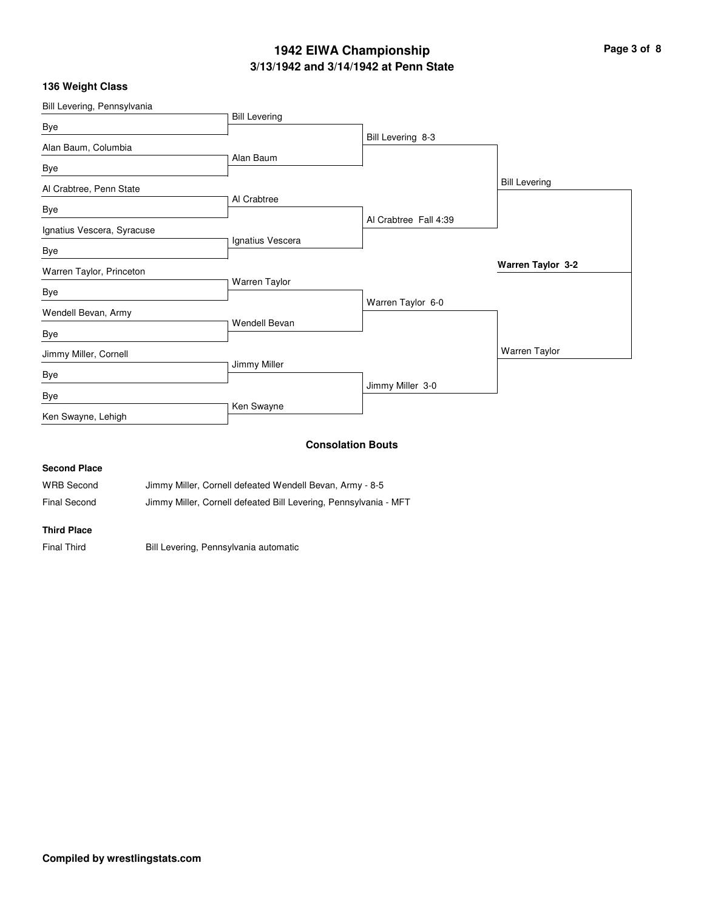# 1942 EIWA Championship

## 3/13/1942 and 3/14/1942 at Penn State

### 136 Weight Class

**First Round**

- Bill Levering, Pennsylvania vs Bye — Bill Levering
- Alan Baum, Columbia vs Bye — Alan Baum
- Al Crabtree, Penn State vs Bye — Al Crabtree
- Ignatius Vescera, Syracuse vs Bye — Ignatius Vescera
- Warren Taylor, Princeton vs Bye — Warren Taylor
- Wendell Bevan, Army vs Bye — Wendell Bevan
- Jimmy Miller, Cornell vs Bye — Jimmy Miller
- Bye vs Ken Swayne, Lehigh — Ken Swayne

**Quarterfinals**

- Bill Levering 8-3
- Al Crabtree Fall 4:39
- Warren Taylor 6-0
- Jimmy Miller 3-0

**Semifinals**

- Bill Levering
- Warren Taylor

**Final**

**Warren Taylor 3-2**

### Consolation Bouts

**Second Place**

| | |
|---|---|
| WRB Second | Jimmy Miller, Cornell defeated Wendell Bevan, Army - 8-5 |
| Final Second | Jimmy Miller, Cornell defeated Bill Levering, Pennsylvania - MFT |

**Third Place**

| | |
|---|---|
| Final Third | Bill Levering, Pennsylvania automatic |

**Compiled by wrestlingstats.com**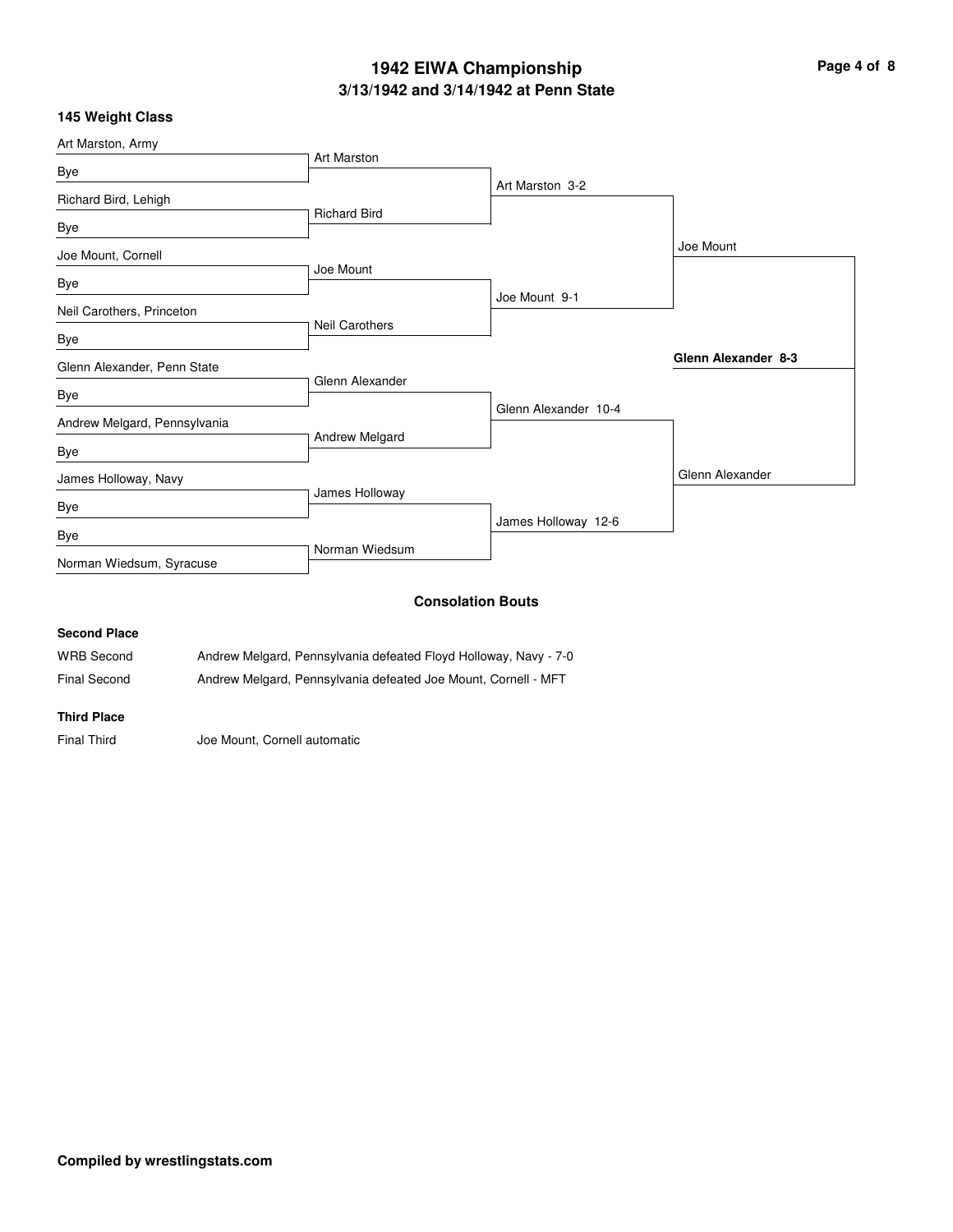# 1942 EIWA Championship

## 3/13/1942 and 3/14/1942 at Penn State

### 145 Weight Class

| First Round | Quarterfinals | Semifinals | Finals | Champion |
|---|---|---|---|---|
| Art Marston, Army | Art Marston | Art Marston 3-2 | Joe Mount | Glenn Alexander 8-3 |
| Bye | | | | |
| Richard Bird, Lehigh | Richard Bird | | | |
| Bye | | | | |
| Joe Mount, Cornell | Joe Mount | Joe Mount 9-1 | | |
| Bye | | | | |
| Neil Carothers, Princeton | Neil Carothers | | | |
| Bye | | | | |
| Glenn Alexander, Penn State | Glenn Alexander | Glenn Alexander 10-4 | Glenn Alexander | |
| Bye | | | | |
| Andrew Melgard, Pennsylvania | Andrew Melgard | | | |
| Bye | | | | |
| James Holloway, Navy | James Holloway | James Holloway 12-6 | | |
| Bye | | | | |
| Bye | Norman Wiedsum | | | |
| Norman Wiedsum, Syracuse | | | | |

### Consolation Bouts

**Second Place**

| | |
|---|---|
| WRB Second | Andrew Melgard, Pennsylvania defeated Floyd Holloway, Navy - 7-0 |
| Final Second | Andrew Melgard, Pennsylvania defeated Joe Mount, Cornell - MFT |

**Third Place**

| | |
|---|---|
| Final Third | Joe Mount, Cornell automatic |

**Compiled by wrestlingstats.com**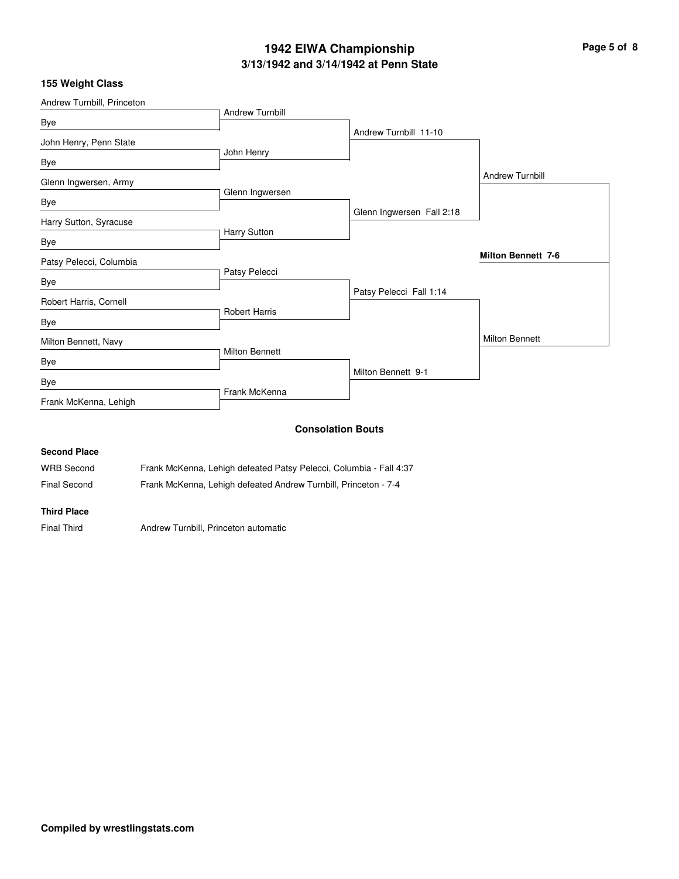# 1942 EIWA Championship

## 3/13/1942 and 3/14/1942 at Penn State

### 155 Weight Class

**First Round**

| Wrestler | Opponent | Winner |
| --- | --- | --- |
| Andrew Turnbill, Princeton | Bye | Andrew Turnbill |
| John Henry, Penn State | Bye | John Henry |
| Glenn Ingwersen, Army | Bye | Glenn Ingwersen |
| Harry Sutton, Syracuse | Bye | Harry Sutton |
| Patsy Pelecci, Columbia | Bye | Patsy Pelecci |
| Robert Harris, Cornell | Bye | Robert Harris |
| Milton Bennett, Navy | Bye | Milton Bennett |
| Bye | Frank McKenna, Lehigh | Frank McKenna |

**Quarterfinals**

- Andrew Turnbill 11-10
- Glenn Ingwersen Fall 2:18
- Patsy Pelecci Fall 1:14
- Milton Bennett 9-1

**Semifinals**

- Andrew Turnbill
- Milton Bennett

**Final**

**Milton Bennett 7-6**

### Consolation Bouts

**Second Place**

| Bout | Result |
| --- | --- |
| WRB Second | Frank McKenna, Lehigh defeated Patsy Pelecci, Columbia - Fall 4:37 |
| Final Second | Frank McKenna, Lehigh defeated Andrew Turnbill, Princeton - 7-4 |

**Third Place**

| Bout | Result |
| --- | --- |
| Final Third | Andrew Turnbill, Princeton automatic |

**Compiled by wrestlingstats.com**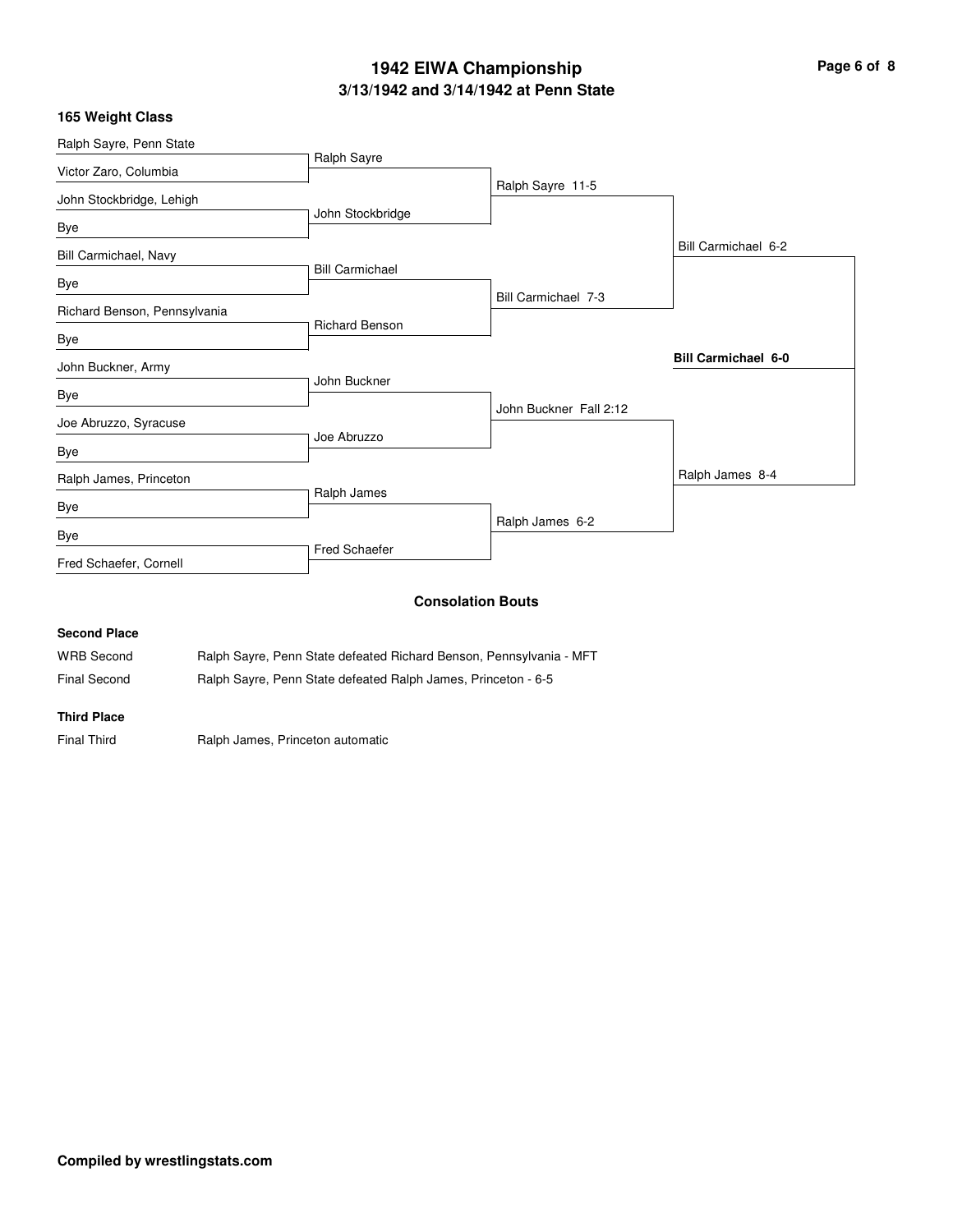# 1942 EIWA Championship
## 3/13/1942 and 3/14/1942 at Penn State

### 165 Weight Class

**First Round**

- Ralph Sayre, Penn State vs. Victor Zaro, Columbia — Ralph Sayre
- John Stockbridge, Lehigh vs. Bye — John Stockbridge
- Bill Carmichael, Navy vs. Bye — Bill Carmichael
- Richard Benson, Pennsylvania vs. Bye — Richard Benson
- John Buckner, Army vs. Bye — John Buckner
- Joe Abruzzo, Syracuse vs. Bye — Joe Abruzzo
- Ralph James, Princeton vs. Bye — Ralph James
- Bye vs. Fred Schaefer, Cornell — Fred Schaefer

**Quarterfinals**

- Ralph Sayre 11-5
- Bill Carmichael 7-3
- John Buckner Fall 2:12
- Ralph James 6-2

**Semifinals**

- Bill Carmichael 6-2
- Ralph James 8-4

**Final**

- **Bill Carmichael 6-0**

### Consolation Bouts

**Second Place**

| | |
|---|---|
| WRB Second | Ralph Sayre, Penn State defeated Richard Benson, Pennsylvania - MFT |
| Final Second | Ralph Sayre, Penn State defeated Ralph James, Princeton - 6-5 |

**Third Place**

| | |
|---|---|
| Final Third | Ralph James, Princeton automatic |

**Compiled by wrestlingstats.com**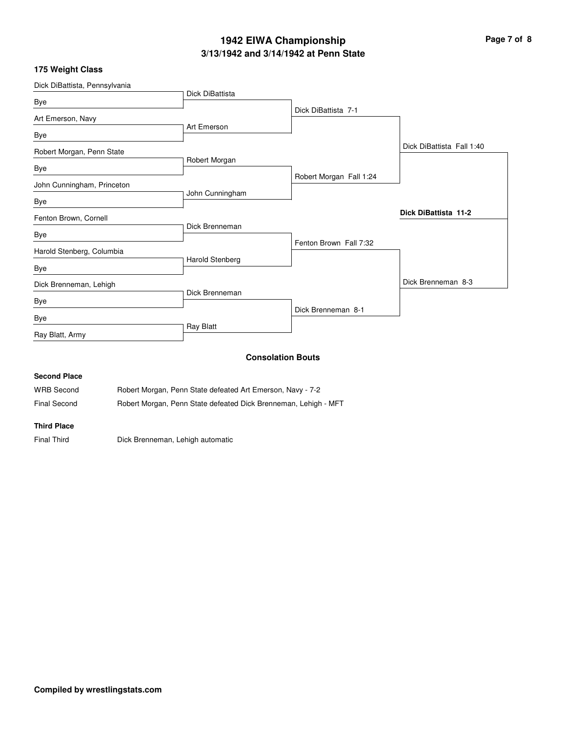# 1942 EIWA Championship

## 3/13/1942 and 3/14/1942 at Penn State

### 175 Weight Class

| First Round | Quarterfinals | Semifinals | Finals | Champion |
|---|---|---|---|---|
| Dick DiBattista, Pennsylvania | Dick DiBattista | Dick DiBattista 7-1 | Dick DiBattista Fall 1:40 | **Dick DiBattista 11-2** |
| Bye | | | | |
| Art Emerson, Navy | Art Emerson | | | |
| Bye | | | | |
| Robert Morgan, Penn State | Robert Morgan | Robert Morgan Fall 1:24 | | |
| Bye | | | | |
| John Cunningham, Princeton | John Cunningham | | | |
| Bye | | | | |
| Fenton Brown, Cornell | Dick Brenneman | Fenton Brown Fall 7:32 | Dick Brenneman 8-3 | |
| Bye | | | | |
| Harold Stenberg, Columbia | Harold Stenberg | | | |
| Bye | | | | |
| Dick Brenneman, Lehigh | Dick Brenneman | Dick Brenneman 8-1 | | |
| Bye | | | | |
| Bye | Ray Blatt | | | |
| Ray Blatt, Army | | | | |

### Consolation Bouts

**Second Place**

| | |
|---|---|
| WRB Second | Robert Morgan, Penn State defeated Art Emerson, Navy - 7-2 |
| Final Second | Robert Morgan, Penn State defeated Dick Brenneman, Lehigh - MFT |

**Third Place**

| | |
|---|---|
| Final Third | Dick Brenneman, Lehigh automatic |

**Compiled by wrestlingstats.com**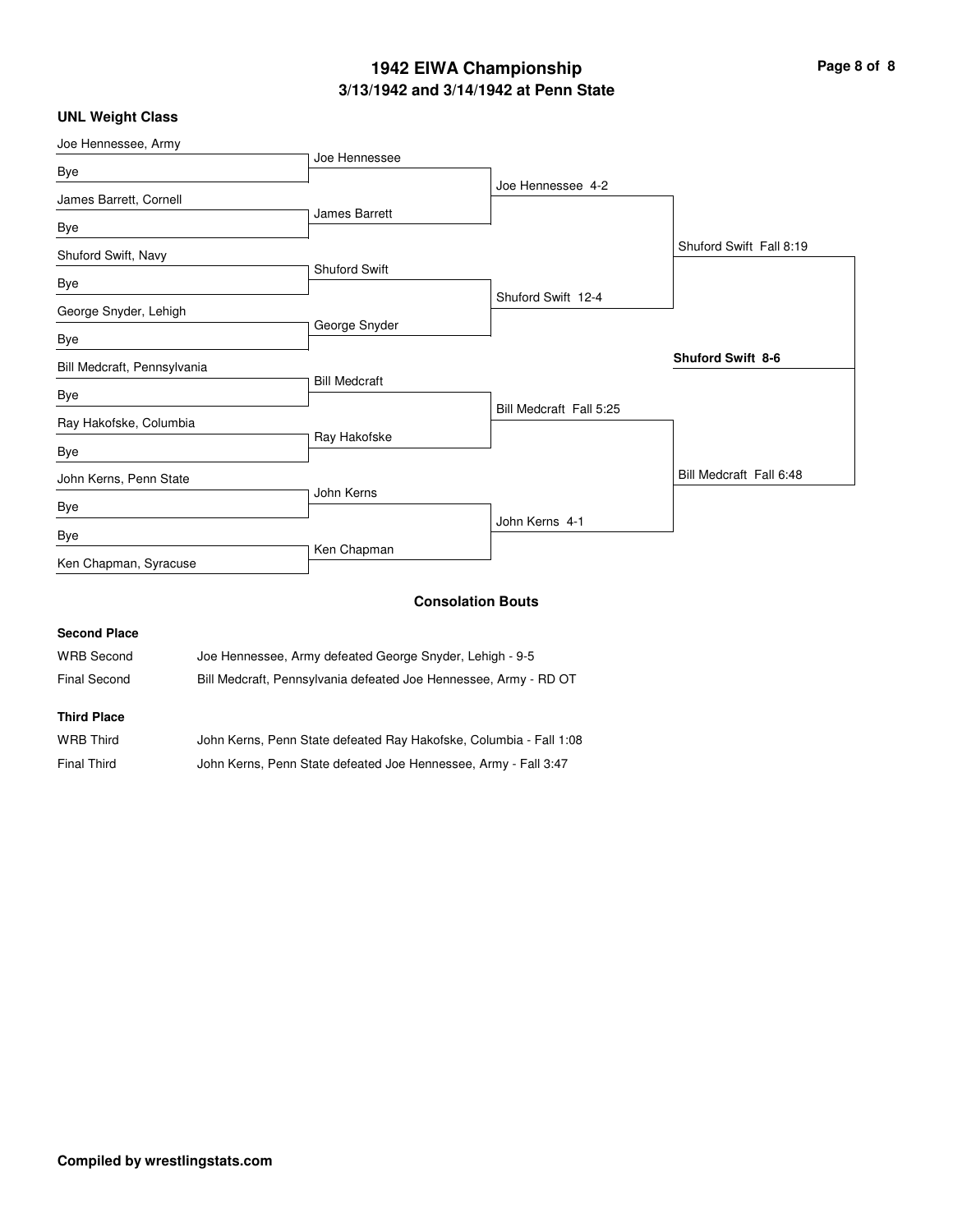# 1942 EIWA Championship

## 3/13/1942 and 3/14/1942 at Penn State

### UNL Weight Class

Joe Hennessee, Army
Bye
James Barrett, Cornell
Bye
Shuford Swift, Navy
Bye
George Snyder, Lehigh
Bye
Bill Medcraft, Pennsylvania
Bye
Ray Hakofske, Columbia
Bye
John Kerns, Penn State
Bye
Bye
Ken Chapman, Syracuse

Joe Hennessee
James Barrett
Shuford Swift
George Snyder
Bill Medcraft
Ray Hakofske
John Kerns
Ken Chapman

Joe Hennessee 4-2
Shuford Swift 12-4
Bill Medcraft Fall 5:25
John Kerns 4-1

Shuford Swift Fall 8:19
Bill Medcraft Fall 6:48

**Shuford Swift 8-6**

### Consolation Bouts

**Second Place**

| | |
|---|---|
| WRB Second | Joe Hennessee, Army defeated George Snyder, Lehigh - 9-5 |
| Final Second | Bill Medcraft, Pennsylvania defeated Joe Hennessee, Army - RD OT |

**Third Place**

| | |
|---|---|
| WRB Third | John Kerns, Penn State defeated Ray Hakofske, Columbia - Fall 1:08 |
| Final Third | John Kerns, Penn State defeated Joe Hennessee, Army - Fall 3:47 |

**Compiled by wrestlingstats.com**